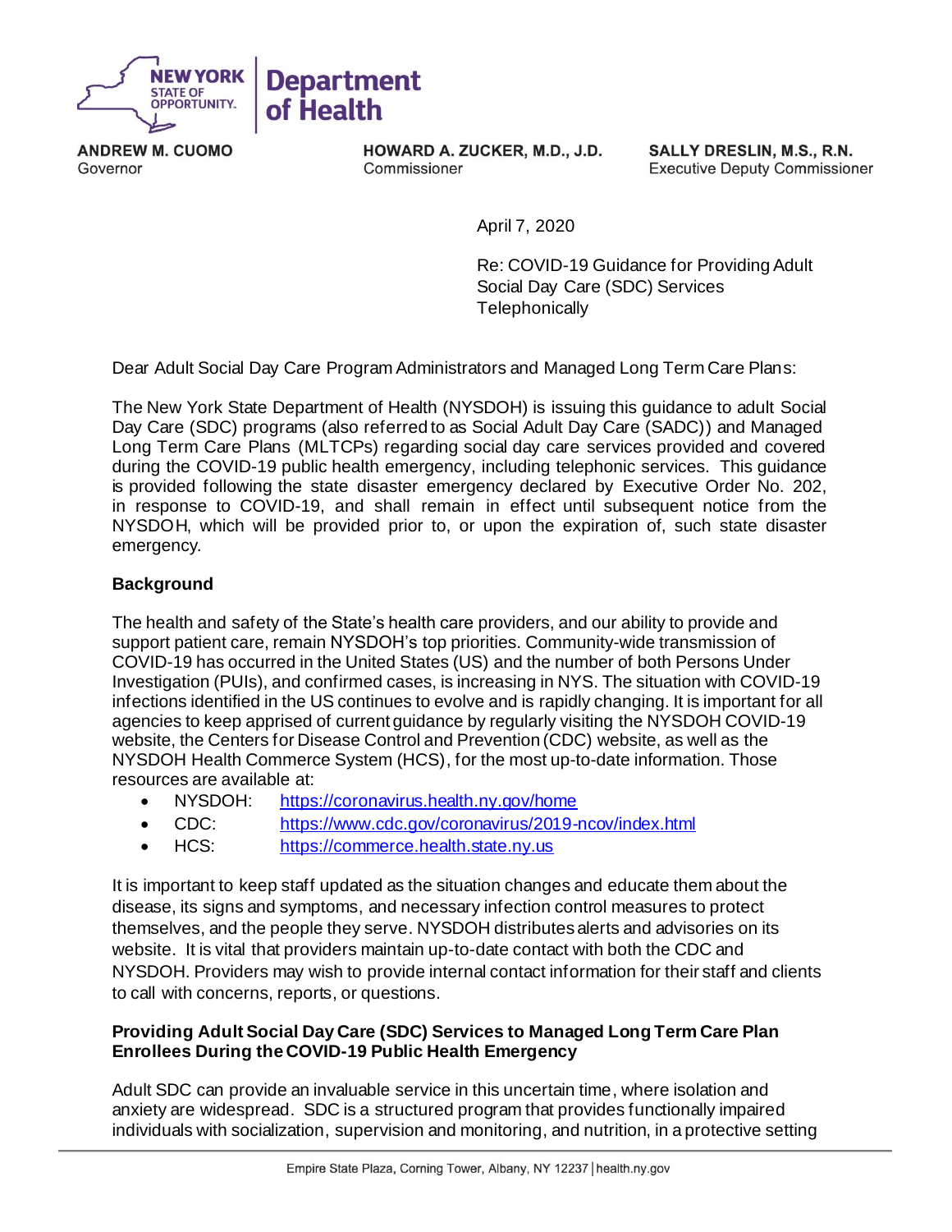NEW YORK STATE OF OPPORTUNITY. | Department of Health

**ANDREW M. CUOMO**
Governor

**HOWARD A. ZUCKER, M.D., J.D.**
Commissioner

**SALLY DRESLIN, M.S., R.N.**
Executive Deputy Commissioner

April 7, 2020

Re: COVID-19 Guidance for Providing Adult Social Day Care (SDC) Services Telephonically

Dear Adult Social Day Care Program Administrators and Managed Long Term Care Plans:

The New York State Department of Health (NYSDOH) is issuing this guidance to adult Social Day Care (SDC) programs (also referred to as Social Adult Day Care (SADC)) and Managed Long Term Care Plans (MLTCPs) regarding social day care services provided and covered during the COVID-19 public health emergency, including telephonic services. This guidance is provided following the state disaster emergency declared by Executive Order No. 202, in response to COVID-19, and shall remain in effect until subsequent notice from the NYSDOH, which will be provided prior to, or upon the expiration of, such state disaster emergency.

**Background**

The health and safety of the State's health care providers, and our ability to provide and support patient care, remain NYSDOH's top priorities. Community-wide transmission of COVID-19 has occurred in the United States (US) and the number of both Persons Under Investigation (PUIs), and confirmed cases, is increasing in NYS. The situation with COVID-19 infections identified in the US continues to evolve and is rapidly changing. It is important for all agencies to keep apprised of current guidance by regularly visiting the NYSDOH COVID-19 website, the Centers for Disease Control and Prevention (CDC) website, as well as the NYSDOH Health Commerce System (HCS), for the most up-to-date information. Those resources are available at:

- NYSDOH: https://coronavirus.health.ny.gov/home
- CDC: https://www.cdc.gov/coronavirus/2019-ncov/index.html
- HCS: https://commerce.health.state.ny.us

It is important to keep staff updated as the situation changes and educate them about the disease, its signs and symptoms, and necessary infection control measures to protect themselves, and the people they serve. NYSDOH distributes alerts and advisories on its website. It is vital that providers maintain up-to-date contact with both the CDC and NYSDOH. Providers may wish to provide internal contact information for their staff and clients to call with concerns, reports, or questions.

**Providing Adult Social Day Care (SDC) Services to Managed Long Term Care Plan Enrollees During the COVID-19 Public Health Emergency**

Adult SDC can provide an invaluable service in this uncertain time, where isolation and anxiety are widespread. SDC is a structured program that provides functionally impaired individuals with socialization, supervision and monitoring, and nutrition, in a protective setting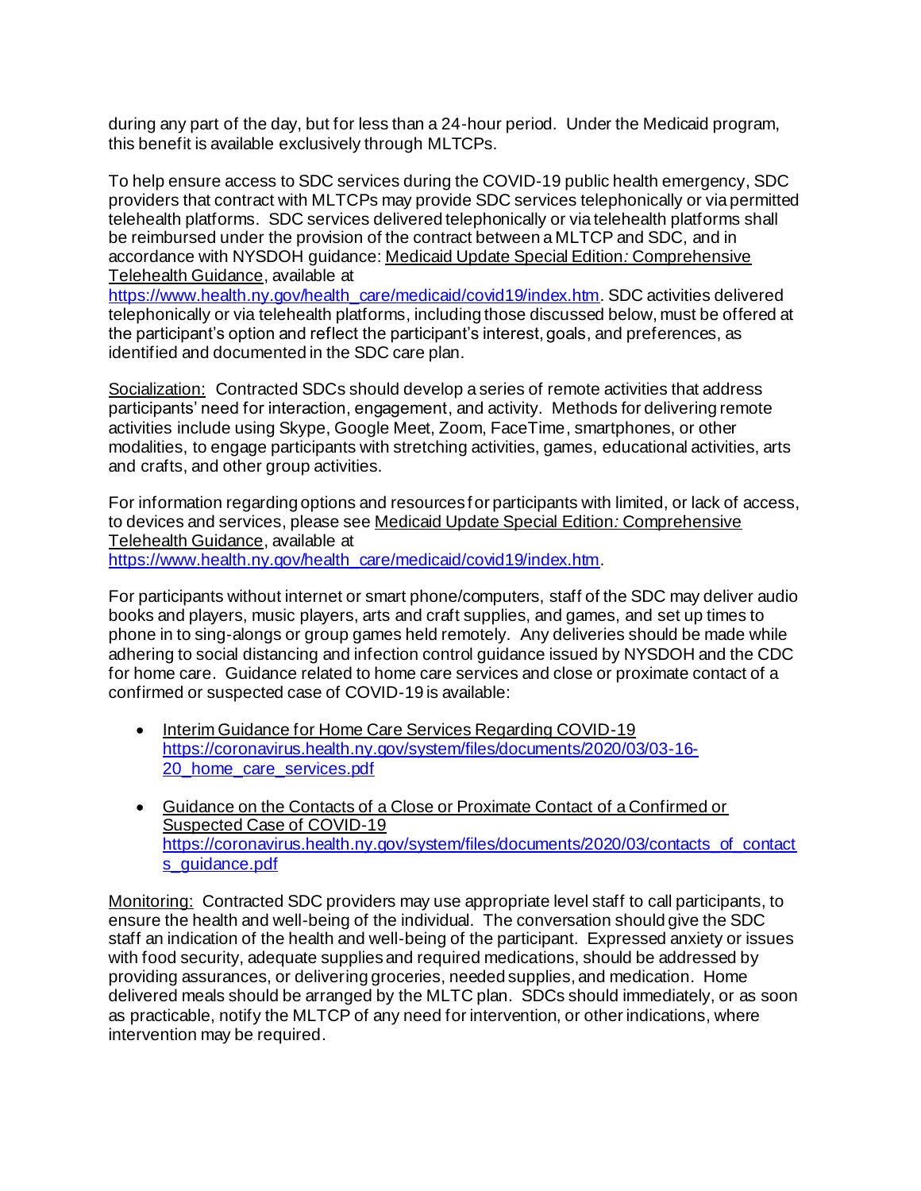during any part of the day, but for less than a 24-hour period. Under the Medicaid program, this benefit is available exclusively through MLTCPs.

To help ensure access to SDC services during the COVID-19 public health emergency, SDC providers that contract with MLTCPs may provide SDC services telephonically or via permitted telehealth platforms. SDC services delivered telephonically or via telehealth platforms shall be reimbursed under the provision of the contract between a MLTCP and SDC, and in accordance with NYSDOH guidance: Medicaid Update Special Edition*:* Comprehensive Telehealth Guidance, available at https://www.health.ny.gov/health_care/medicaid/covid19/index.htm. SDC activities delivered telephonically or via telehealth platforms, including those discussed below, must be offered at the participant's option and reflect the participant's interest, goals, and preferences, as identified and documented in the SDC care plan.

Socialization: Contracted SDCs should develop a series of remote activities that address participants' need for interaction, engagement, and activity. Methods for delivering remote activities include using Skype, Google Meet, Zoom, FaceTime, smartphones, or other modalities, to engage participants with stretching activities, games, educational activities, arts and crafts, and other group activities.

For information regarding options and resources for participants with limited, or lack of access, to devices and services, please see Medicaid Update Special Edition*:* Comprehensive Telehealth Guidance, available at https://www.health.ny.gov/health_care/medicaid/covid19/index.htm.

For participants without internet or smart phone/computers, staff of the SDC may deliver audio books and players, music players, arts and craft supplies, and games, and set up times to phone in to sing-alongs or group games held remotely. Any deliveries should be made while adhering to social distancing and infection control guidance issued by NYSDOH and the CDC for home care. Guidance related to home care services and close or proximate contact of a confirmed or suspected case of COVID-19 is available:

- Interim Guidance for Home Care Services Regarding COVID-19 https://coronavirus.health.ny.gov/system/files/documents/2020/03/03-16-20_home_care_services.pdf

- Guidance on the Contacts of a Close or Proximate Contact of a Confirmed or Suspected Case of COVID-19 https://coronavirus.health.ny.gov/system/files/documents/2020/03/contacts_of_contacts_guidance.pdf

Monitoring: Contracted SDC providers may use appropriate level staff to call participants, to ensure the health and well-being of the individual. The conversation should give the SDC staff an indication of the health and well-being of the participant. Expressed anxiety or issues with food security, adequate supplies and required medications, should be addressed by providing assurances, or delivering groceries, needed supplies, and medication. Home delivered meals should be arranged by the MLTC plan. SDCs should immediately, or as soon as practicable, notify the MLTCP of any need for intervention, or other indications, where intervention may be required.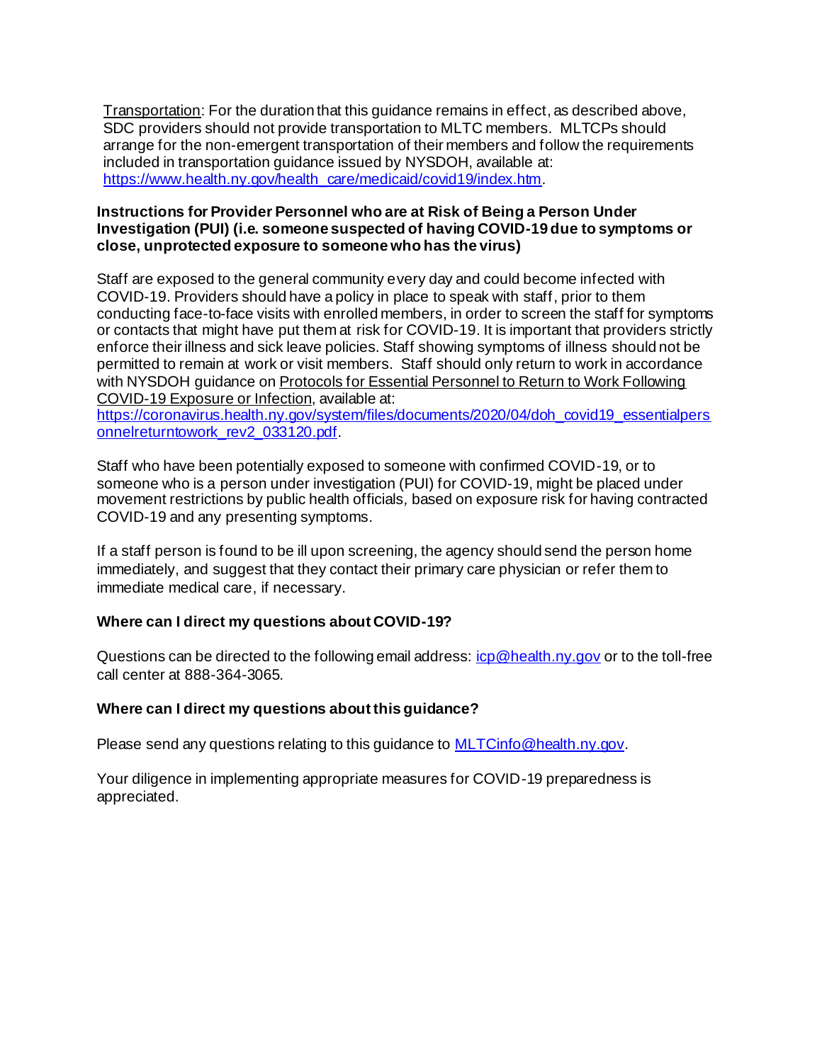Transportation: For the duration that this guidance remains in effect, as described above, SDC providers should not provide transportation to MLTC members. MLTCPs should arrange for the non-emergent transportation of their members and follow the requirements included in transportation guidance issued by NYSDOH, available at: https://www.health.ny.gov/health_care/medicaid/covid19/index.htm.

**Instructions for Provider Personnel who are at Risk of Being a Person Under Investigation (PUI) (i.e. someone suspected of having COVID-19 due to symptoms or close, unprotected exposure to someone who has the virus)**

Staff are exposed to the general community every day and could become infected with COVID-19. Providers should have a policy in place to speak with staff, prior to them conducting face-to-face visits with enrolled members, in order to screen the staff for symptoms or contacts that might have put them at risk for COVID-19. It is important that providers strictly enforce their illness and sick leave policies. Staff showing symptoms of illness should not be permitted to remain at work or visit members. Staff should only return to work in accordance with NYSDOH guidance on Protocols for Essential Personnel to Return to Work Following COVID-19 Exposure or Infection, available at: https://coronavirus.health.ny.gov/system/files/documents/2020/04/doh_covid19_essentialpersonnelreturntowork_rev2_033120.pdf.

Staff who have been potentially exposed to someone with confirmed COVID-19, or to someone who is a person under investigation (PUI) for COVID-19, might be placed under movement restrictions by public health officials, based on exposure risk for having contracted COVID-19 and any presenting symptoms.

If a staff person is found to be ill upon screening, the agency should send the person home immediately, and suggest that they contact their primary care physician or refer them to immediate medical care, if necessary.

**Where can I direct my questions about COVID-19?**

Questions can be directed to the following email address: icp@health.ny.gov or to the toll-free call center at 888-364-3065.

**Where can I direct my questions about this guidance?**

Please send any questions relating to this guidance to MLTCinfo@health.ny.gov.

Your diligence in implementing appropriate measures for COVID-19 preparedness is appreciated.